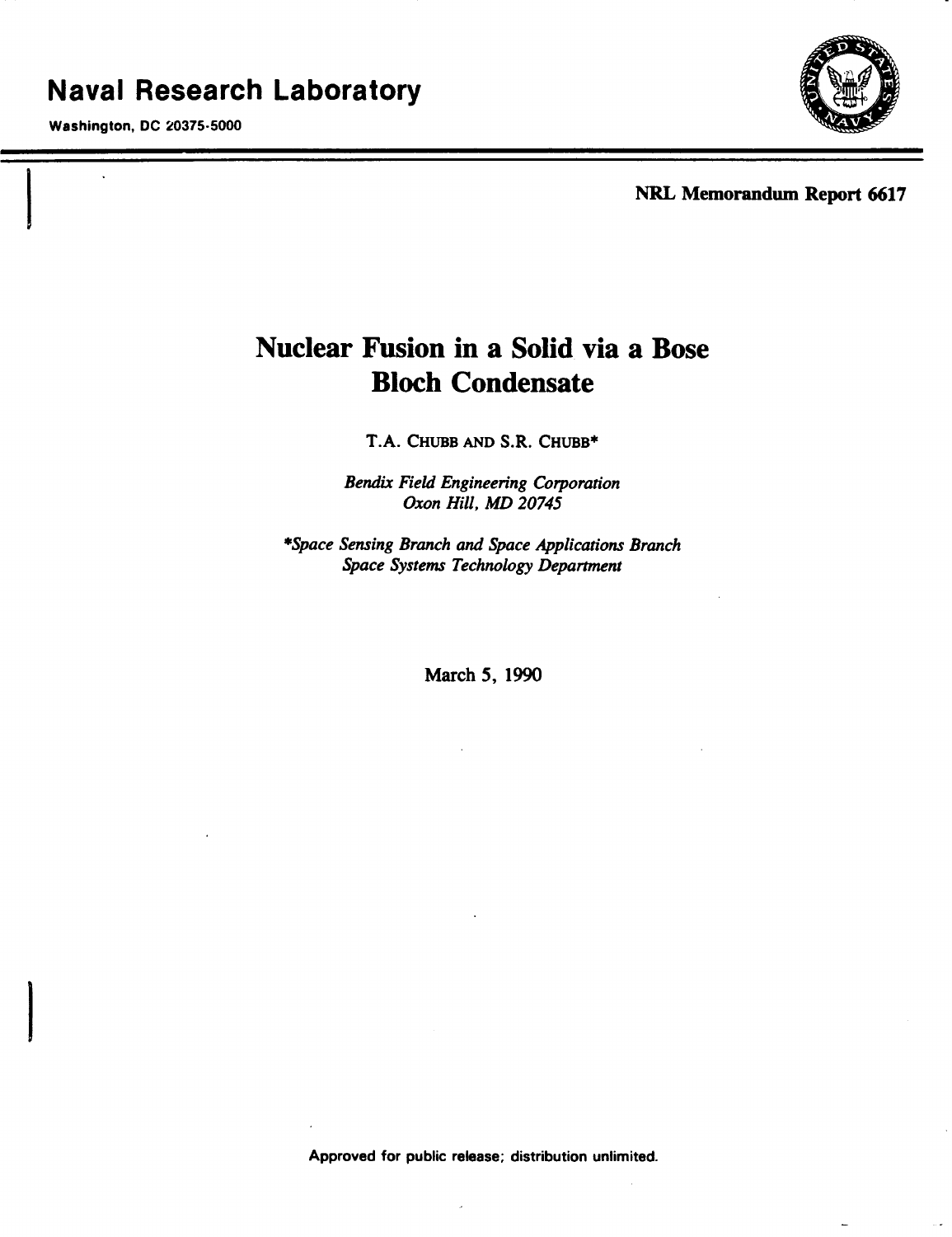# Naval Research Laboratory

**Washington, DC 20375-5000**

**NRL Memorandum Report 6617**

## Nuclear Fusion in a Solid via a Bose Bloch Condensate

T.A. CHUBB AND S.R. CHUBB*

*Bendix Field Engineering Corporation*
*Oxon Hill, MD 20745*

**Space Sensing Branch and Space Applications Branch*
*Space Systems Technology Department*

March 5, 1990

Approved for public release; distribution unlimited.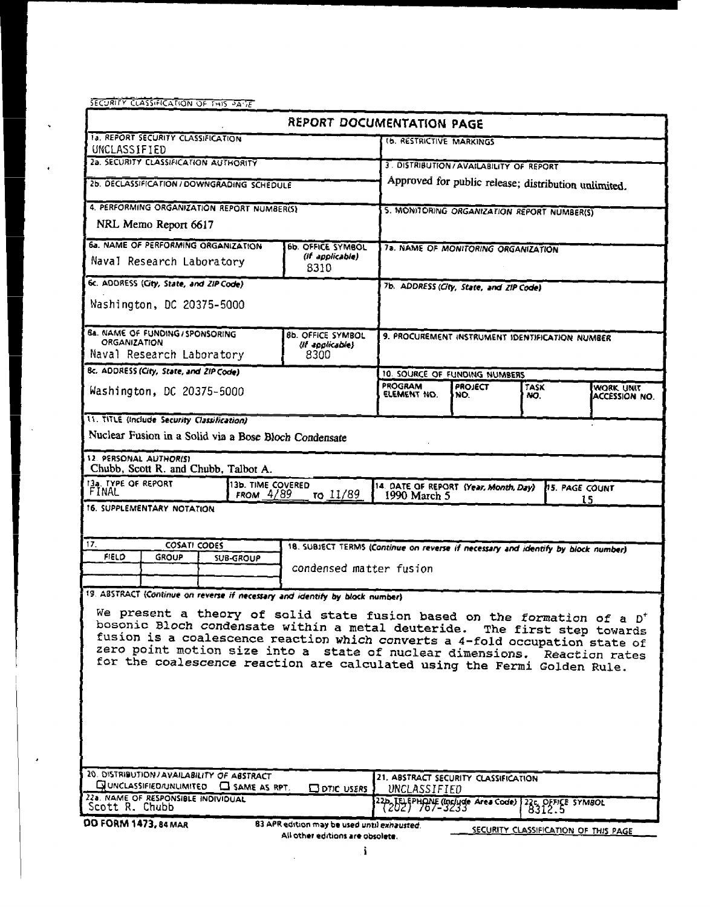SECURITY CLASSIFICATION OF THIS PAGE

## REPORT DOCUMENTATION PAGE

| | | | |
|---|---|---|---|
| 1a. REPORT SECURITY CLASSIFICATION UNCLASSIFIED | | 1b. RESTRICTIVE MARKINGS | |
| 2a. SECURITY CLASSIFICATION AUTHORITY | | 3. DISTRIBUTION/AVAILABILITY OF REPORT Approved for public release; distribution unlimited. | |
| 2b. DECLASSIFICATION / DOWNGRADING SCHEDULE | | | |
| 4. PERFORMING ORGANIZATION REPORT NUMBER(S) NRL Memo Report 6617 | | 5. MONITORING ORGANIZATION REPORT NUMBER(S) | |
| 6a. NAME OF PERFORMING ORGANIZATION Naval Research Laboratory | 6b. OFFICE SYMBOL (If applicable) 8310 | 7a. NAME OF MONITORING ORGANIZATION | |
| 6c. ADDRESS (City, State, and ZIP Code) Washington, DC 20375-5000 | | 7b. ADDRESS (City, State, and ZIP Code) | |
| 8a. NAME OF FUNDING/SPONSORING ORGANIZATION Naval Research Laboratory | 8b. OFFICE SYMBOL (If applicable) 8300 | 9. PROCUREMENT INSTRUMENT IDENTIFICATION NUMBER | |
| 8c. ADDRESS (City, State, and ZIP Code) Washington, DC 20375-5000 | | 10. SOURCE OF FUNDING NUMBERS: PROGRAM ELEMENT NO. / PROJECT NO. / TASK NO. / WORK UNIT ACCESSION NO. | |

11. TITLE (Include Security Classification)

Nuclear Fusion in a Solid via a Bose Bloch Condensate

12. PERSONAL AUTHOR(S)

Chubb, Scott R. and Chubb, Talbot A.

| 13a. TYPE OF REPORT | 13b. TIME COVERED | 14. DATE OF REPORT (Year, Month, Day) | 15. PAGE COUNT |
|---|---|---|---|
| FINAL | FROM 4/89 TO 11/89 | 1990 March 5 | 15 |

16. SUPPLEMENTARY NOTATION

| 17. COSATI CODES | | | 18. SUBJECT TERMS (Continue on reverse if necessary and identify by block number) |
|---|---|---|---|
| FIELD | GROUP | SUB-GROUP | condensed matter fusion |

19. ABSTRACT (Continue on reverse if necessary and identify by block number)

We present a theory of solid state fusion based on the formation of a $D^+$ bosonic Bloch condensate within a metal deuteride. The first step towards fusion is a coalescence reaction which converts a 4-fold occupation state of zero point motion size into a state of nuclear dimensions. Reaction rates for the coalescence reaction are calculated using the Fermi Golden Rule.

| | |
|---|---|
| 20. DISTRIBUTION/AVAILABILITY OF ABSTRACT ☒ UNCLASSIFIED/UNLIMITED ☐ SAME AS RPT. ☐ DTIC USERS | 21. ABSTRACT SECURITY CLASSIFICATION UNCLASSIFIED |
| 22a. NAME OF RESPONSIBLE INDIVIDUAL Scott R. Chubb | 22b. TELEPHONE (Include Area Code) (202) 767-3233 — 22c. OFFICE SYMBOL 8312.5 |

DD FORM 1473, 84 MAR — 83 APR edition may be used until exhausted. All other editions are obsolete.

SECURITY CLASSIFICATION OF THIS PAGE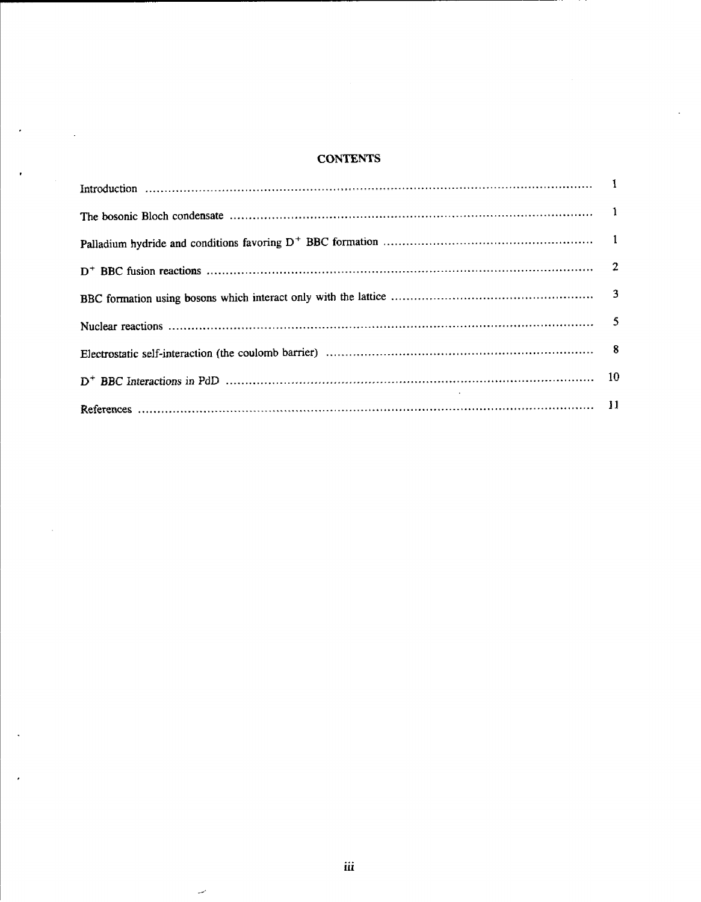## CONTENTS

| | |
|---|---|
| Introduction | 1 |
| The bosonic Bloch condensate | 1 |
| Palladium hydride and conditions favoring $D^+$ BBC formation | 1 |
| $D^+$ BBC fusion reactions | 2 |
| BBC formation using bosons which interact only with the lattice | 3 |
| Nuclear reactions | 5 |
| Electrostatic self-interaction (the coulomb barrier) | 8 |
| $D^+$ BBC Interactions in PdD | 10 |
| References | 11 |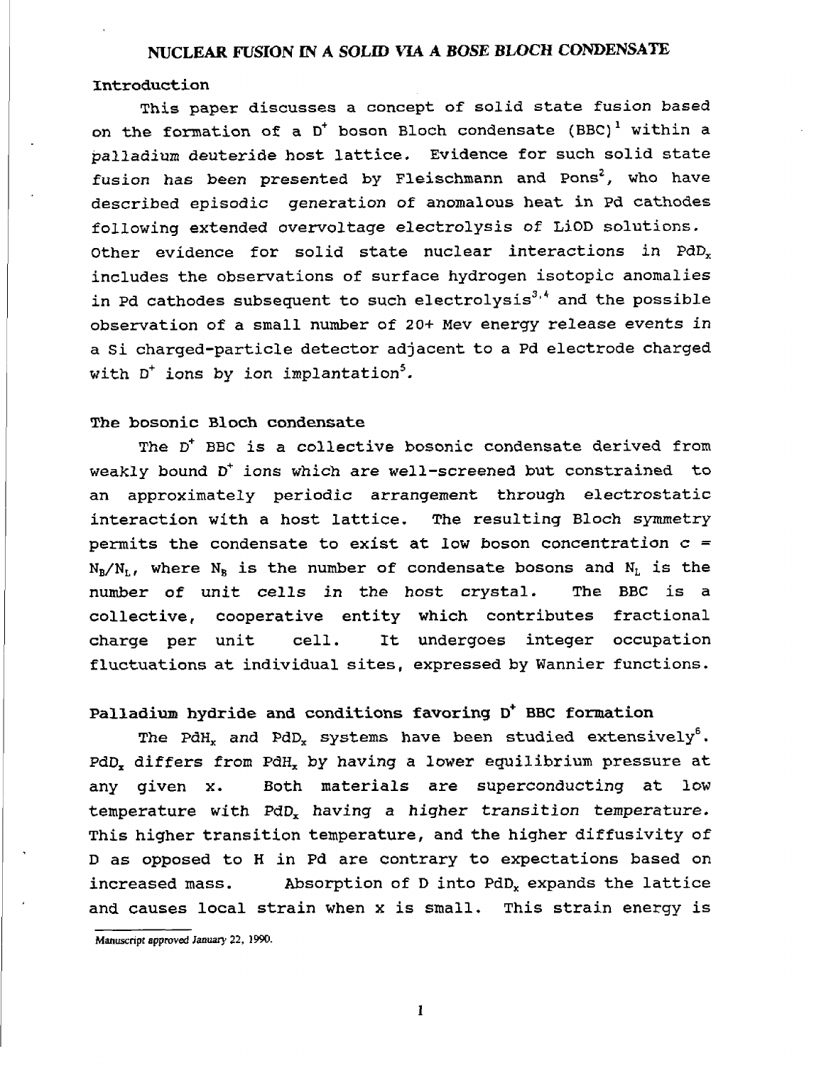# NUCLEAR FUSION IN A SOLID VIA A BOSE BLOCH CONDENSATE

## Introduction

This paper discusses a concept of solid state fusion based on the formation of a $D^+$ boson Bloch condensate (BBC)[1] within a palladium deuteride host lattice. Evidence for such solid state fusion has been presented by Fleischmann and Pons[2], who have described episodic generation of anomalous heat in Pd cathodes following extended overvoltage electrolysis of LiOD solutions. Other evidence for solid state nuclear interactions in $PdD_x$ includes the observations of surface hydrogen isotopic anomalies in Pd cathodes subsequent to such electrolysis[3,4] and the possible observation of a small number of 20+ Mev energy release events in a Si charged-particle detector adjacent to a Pd electrode charged with $D^+$ ions by ion implantation[5].

## The bosonic Bloch condensate

The $D^+$ BBC is a collective bosonic condensate derived from weakly bound $D^+$ ions which are well-screened but constrained to an approximately periodic arrangement through electrostatic interaction with a host lattice. The resulting Bloch symmetry permits the condensate to exist at low boson concentration $c = N_B/N_L$, where $N_B$ is the number of condensate bosons and $N_L$ is the number of unit cells in the host crystal. The BBC is a collective, cooperative entity which contributes fractional charge per unit cell. It undergoes integer occupation fluctuations at individual sites, expressed by Wannier functions.

## Palladium hydride and conditions favoring $D^+$ BBC formation

The $PdH_x$ and $PdD_x$ systems have been studied extensively[6]. $PdD_x$ differs from $PdH_x$ by having a lower equilibrium pressure at any given x. Both materials are superconducting at low temperature with $PdD_x$ having a higher transition temperature. This higher transition temperature, and the higher diffusivity of D as opposed to H in Pd are contrary to expectations based on increased mass. Absorption of D into $PdD_x$ expands the lattice and causes local strain when x is small. This strain energy is

Manuscript approved January 22, 1990.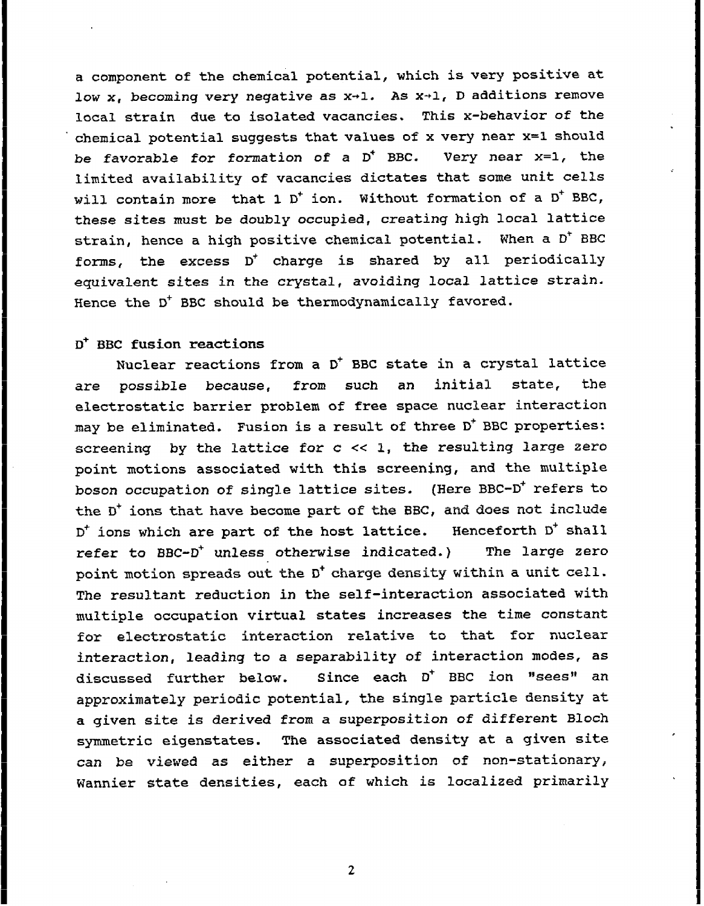a component of the chemical potential, which is very positive at low x, becoming very negative as $x \to 1$. As $x \to 1$, D additions remove local strain due to isolated vacancies. This x-behavior of the chemical potential suggests that values of x very near x=1 should be favorable for formation of a $D^+$ BBC. Very near x=1, the limited availability of vacancies dictates that some unit cells will contain more that 1 $D^+$ ion. Without formation of a $D^+$ BBC, these sites must be doubly occupied, creating high local lattice strain, hence a high positive chemical potential. When a $D^+$ BBC forms, the excess $D^+$ charge is shared by all periodically equivalent sites in the crystal, avoiding local lattice strain. Hence the $D^+$ BBC should be thermodynamically favored.

## $D^+$ BBC fusion reactions

Nuclear reactions from a $D^+$ BBC state in a crystal lattice are possible because, from such an initial state, the electrostatic barrier problem of free space nuclear interaction may be eliminated. Fusion is a result of three $D^+$ BBC properties: screening by the lattice for $c \ll 1$, the resulting large zero point motions associated with this screening, and the multiple boson occupation of single lattice sites. (Here BBC-$D^+$ refers to the $D^+$ ions that have become part of the BBC, and does not include $D^+$ ions which are part of the host lattice. Henceforth $D^+$ shall refer to BBC-$D^+$ unless otherwise indicated.) The large zero point motion spreads out the $D^+$ charge density within a unit cell. The resultant reduction in the self-interaction associated with multiple occupation virtual states increases the time constant for electrostatic interaction relative to that for nuclear interaction, leading to a separability of interaction modes, as discussed further below. Since each $D^+$ BBC ion "sees" an approximately periodic potential, the single particle density at a given site is derived from a superposition of different Bloch symmetric eigenstates. The associated density at a given site can be viewed as either a superposition of non-stationary, Wannier state densities, each of which is localized primarily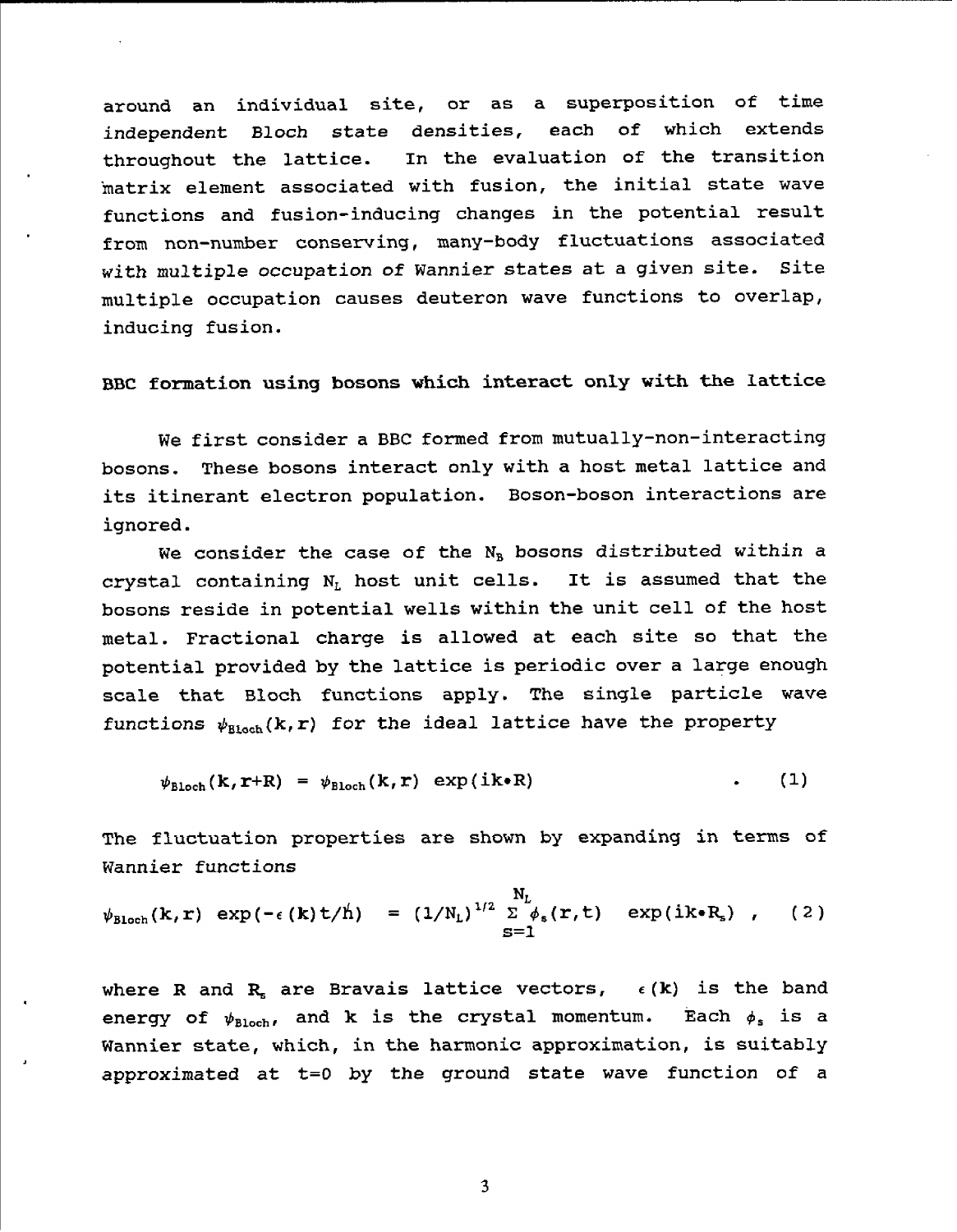around an individual site, or as a superposition of time *independent* Bloch state densities, each of which extends throughout the lattice. In the evaluation of the transition matrix element associated with fusion, the initial state wave functions and fusion-inducing changes in the potential result from non-number conserving, many-body fluctuations associated with multiple occupation of Wannier states at a given site. Site multiple occupation causes deuteron wave functions to overlap, inducing fusion.

## BBC formation using bosons which interact only with the lattice

We first consider a BBC formed from mutually-non-interacting bosons. These bosons interact only with a host metal lattice and its itinerant electron population. Boson-boson interactions are ignored.

We consider the case of the $N_B$ bosons distributed within a crystal containing $N_L$ host unit cells. It is assumed that the bosons reside in potential wells within the unit cell of the host metal. Fractional charge is allowed at each site so that the potential provided by the lattice is periodic over a large enough scale that Bloch functions apply. The single particle wave functions $\psi_{Bloch}(\mathbf{k},\mathbf{r})$ for the ideal lattice have the property

$$\psi_{Bloch}(\mathbf{k},\mathbf{r}+\mathbf{R}) = \psi_{Bloch}(\mathbf{k},\mathbf{r}) \exp(i\mathbf{k}\bullet\mathbf{R}) \quad . \quad (1)$$

The fluctuation properties are shown by expanding in terms of Wannier functions

$$\psi_{Bloch}(\mathbf{k},\mathbf{r}) \exp(-\epsilon(\mathbf{k})t/\hbar) = (1/N_L)^{1/2} \sum_{s=1}^{N_L} \phi_s(\mathbf{r},t) \exp(i\mathbf{k}\bullet\mathbf{R}_s) \quad , \quad (2)$$

where $\mathbf{R}$ and $\mathbf{R}_s$ are Bravais lattice vectors, $\epsilon(\mathbf{k})$ is the band energy of $\psi_{Bloch}$, and $\mathbf{k}$ is the crystal momentum. Each $\phi_s$ is a Wannier state, which, in the harmonic approximation, is suitably approximated at t=0 by the ground state wave function of a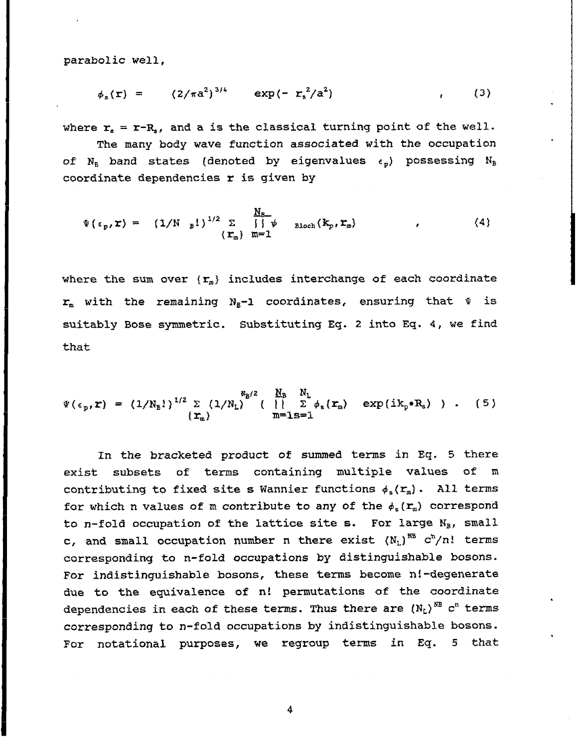parabolic well,

$$\phi_s(\mathbf{r}) = \quad (2/\pi a^2)^{3/4} \quad \exp(-\ r_s^2/a^2) \qquad , \qquad (3)$$

where $\mathbf{r}_s = \mathbf{r}-\mathbf{R}_s$, and a is the classical turning point of the well.

The many body wave function associated with the occupation of $N_B$ band states (denoted by eigenvalues $\epsilon_p$) possessing $N_B$ coordinate dependencies $\mathbf{r}$ is given by

$$\Psi(\epsilon_p,\mathbf{r}) = \ (1/N_B!)^{1/2} \sum_{\{\mathbf{r}_m\}} \prod_{m=1}^{N_B} \psi_{\text{Bloch}}(\mathbf{k}_p,\mathbf{r}_m) \qquad , \qquad (4)$$

where the sum over $\{\mathbf{r}_m\}$ includes interchange of each coordinate $\mathbf{r}_m$ with the remaining $N_B$-1 coordinates, ensuring that $\Psi$ is suitably Bose symmetric. Substituting Eq. 2 into Eq. 4, we find that

$$\Psi(\epsilon_p,\mathbf{r}) = (1/N_B!)^{1/2} \sum_{\{\mathbf{r}_m\}} (1/N_L)^{N_B/2} \left( \prod_{m=1}^{N_B} \sum_{s=1}^{N_L} \phi_s(\mathbf{r}_m) \quad \exp(i\mathbf{k}_p \bullet \mathbf{R}_s) \ \right) . \quad (5)$$

In the bracketed product of summed terms in Eq. 5 there exist subsets of terms containing multiple values of m contributing to fixed site s Wannier functions $\phi_s(\mathbf{r}_m)$. All terms for which n values of m contribute to any of the $\phi_s(\mathbf{r}_m)$ correspond to n-fold occupation of the lattice site s. For large $N_B$, small c, and small occupation number n there exist $(N_L)^{NB}\ c^n/n!$ terms corresponding to n-fold occupations by distinguishable bosons. For indistinguishable bosons, these terms become n!-degenerate due to the equivalence of n! permutations of the coordinate dependencies in each of these terms. Thus there are $(N_L)^{NB}\ c^n$ terms corresponding to n-fold occupations by indistinguishable bosons. For notational purposes, we regroup terms in Eq. 5 that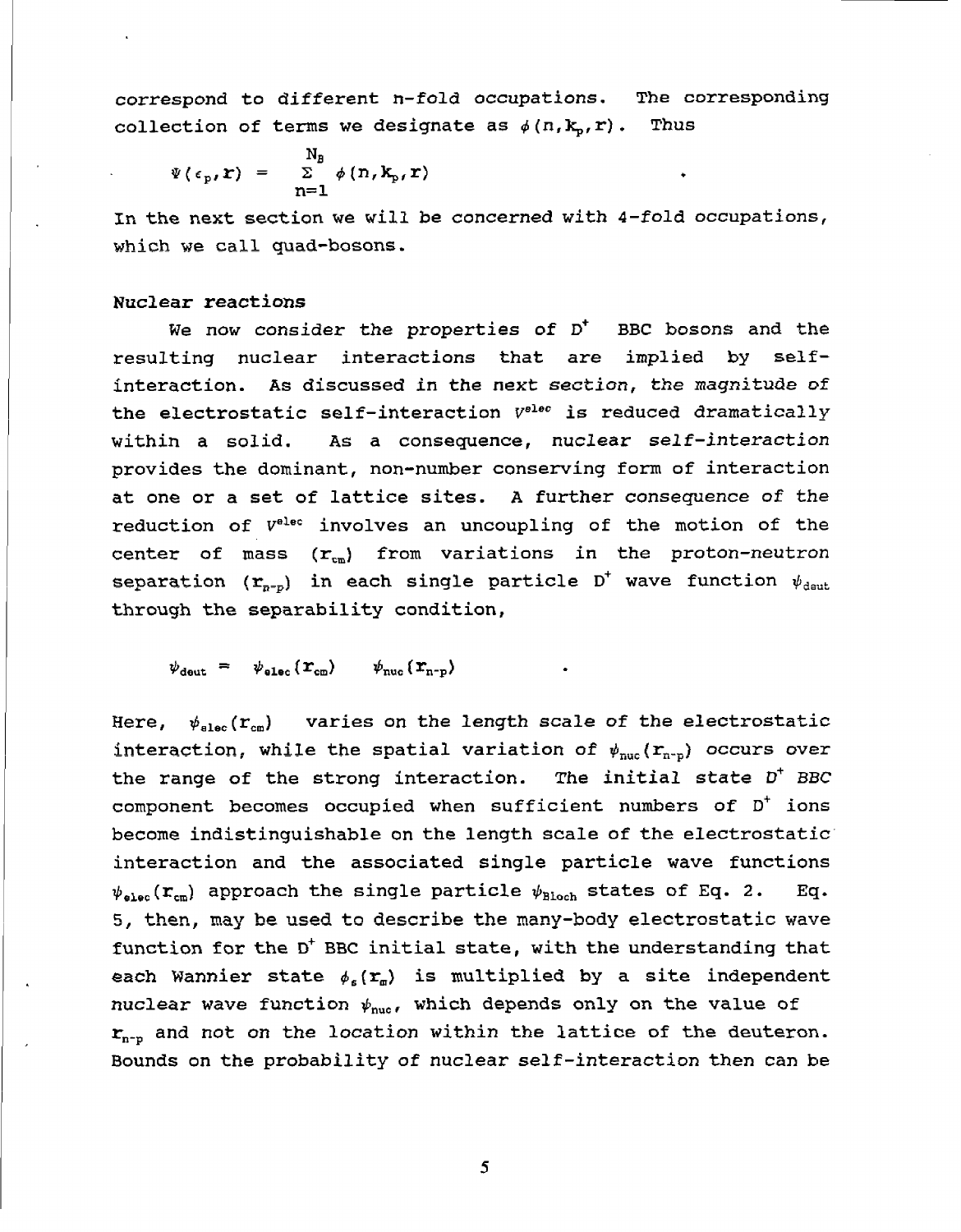correspond to different n-fold occupations. The corresponding collection of terms we designate as $\phi(n,\mathbf{k}_p,\mathbf{r})$. Thus

$$\Psi(\epsilon_p,\mathbf{r}) = \sum_{n=1}^{N_B} \phi(n,\mathbf{k}_p,\mathbf{r}) \quad .$$

In the next section we will be concerned with 4-fold occupations, which we call quad-bosons.

### Nuclear reactions

We now consider the properties of $D^+$ BBC bosons and the resulting nuclear interactions that are implied by self-interaction. As discussed in the next section, the magnitude of the electrostatic self-interaction $V^{elec}$ is reduced dramatically within a solid. As a consequence, nuclear self-interaction provides the dominant, non-number conserving form of interaction at one or a set of lattice sites. A further consequence of the reduction of $V^{elec}$ involves an uncoupling of the motion of the center of mass ($\mathbf{r}_{cm}$) from variations in the proton-neutron separation ($\mathbf{r}_{n-p}$) in each single particle $D^+$ wave function $\psi_{deut}$ through the separability condition,

$$\psi_{deut} = \psi_{elec}(\mathbf{r}_{cm}) \quad \psi_{nuc}(\mathbf{r}_{n-p}) \quad .$$

Here, $\psi_{elec}(\mathbf{r}_{cm})$ varies on the length scale of the electrostatic interaction, while the spatial variation of $\psi_{nuc}(\mathbf{r}_{n-p})$ occurs over the range of the strong interaction. The initial state $D^+$ BBC component becomes occupied when sufficient numbers of $D^+$ ions become indistinguishable on the length scale of the electrostatic interaction and the associated single particle wave functions $\psi_{elec}(\mathbf{r}_{cm})$ approach the single particle $\psi_{Bloch}$ states of Eq. 2. Eq. 5, then, may be used to describe the many-body electrostatic wave function for the $D^+$ BBC initial state, with the understanding that each Wannier state $\phi_s(\mathbf{r}_m)$ is multiplied by a site independent nuclear wave function $\psi_{nuc}$, which depends only on the value of $\mathbf{r}_{n-p}$ and not on the location within the lattice of the deuteron. Bounds on the probability of nuclear self-interaction then can be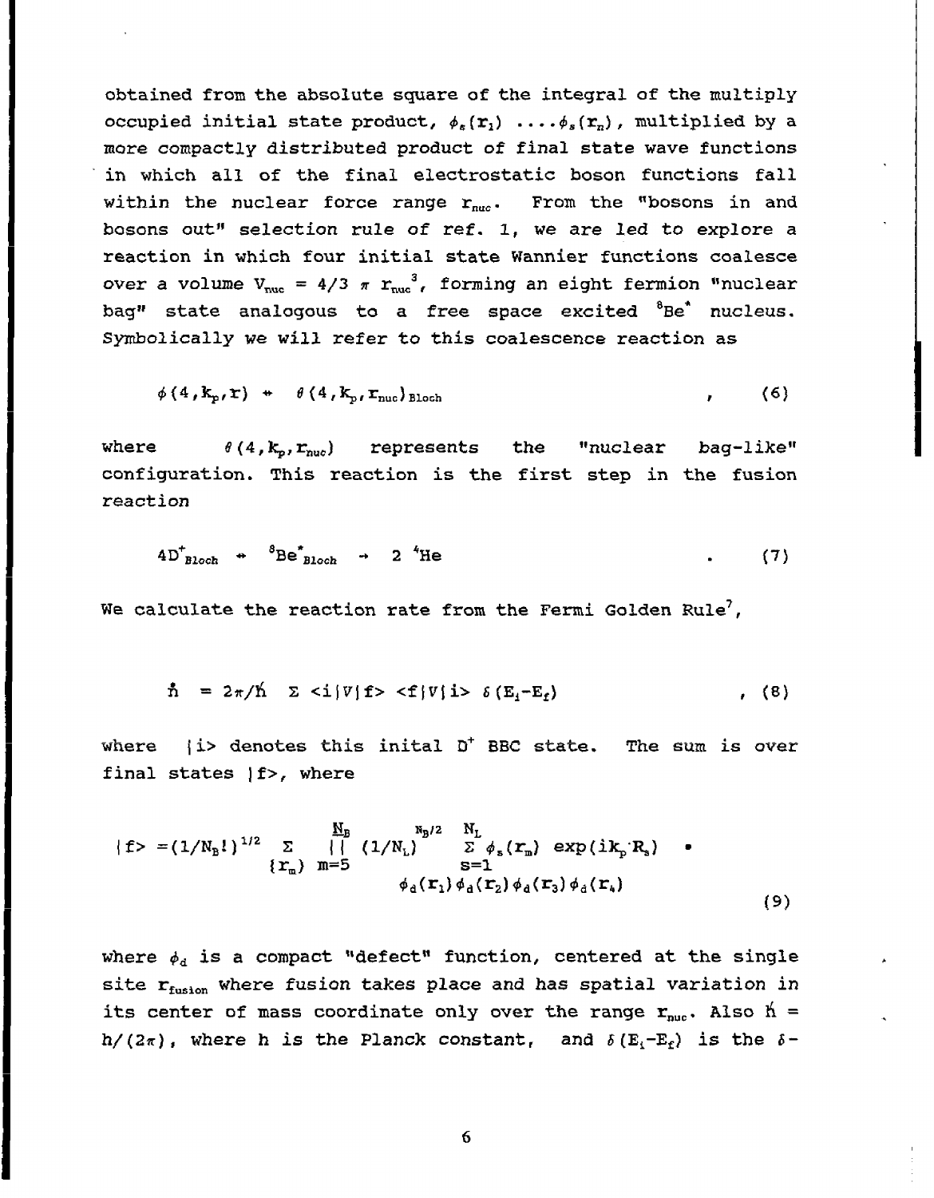obtained from the absolute square of the integral of the multiply occupied initial state product, $\phi_s(\mathbf{r}_1) \ldots \phi_s(\mathbf{r}_n)$, multiplied by a more compactly distributed product of final state wave functions in which all of the final electrostatic boson functions fall within the nuclear force range $r_{nuc}$. From the "bosons in and bosons out" selection rule of ref. 1, we are led to explore a reaction in which four initial state Wannier functions coalesce over a volume $V_{nuc} = 4/3\ \pi\ r_{nuc}^3$, forming an eight fermion "nuclear bag" state analogous to a free space excited $^8Be^*$ nucleus. Symbolically we will refer to this coalescence reaction as

$$\phi(4,\mathbf{k}_p,\mathbf{r}) \rightarrow \theta(4,\mathbf{k}_p,\mathbf{r}_{nuc})_{Bloch} \quad , \quad (6)$$

where $\theta(4,\mathbf{k}_p,\mathbf{r}_{nuc})$ represents the "nuclear bag-like" configuration. This reaction is the first step in the fusion reaction

$$4D^+_{Bloch} \rightarrow {}^8Be^*_{Bloch} \rightarrow 2\ {}^4He \quad . \quad (7)$$

We calculate the reaction rate from the Fermi Golden Rule[7],

$$\dot{n} = 2\pi/\hbar \ \Sigma \ \langle i|V|f\rangle \langle f|V|i\rangle \ \delta(E_i - E_f) \quad , \quad (8)$$

where $|i\rangle$ denotes this inital $D^+$ BBC state. The sum is over final states $|f\rangle$, where

$$|f\rangle = (1/N_B!)^{1/2} \sum_{\{\mathbf{r}_m\}} \prod_{m=5}^{N_B} (1/N_L)^{N_B/2} \sum_{s=1}^{N_L} \phi_s(\mathbf{r}_m) \exp(i\mathbf{k}_p \cdot \mathbf{R}_s) \ \bullet \ \phi_d(\mathbf{r}_1)\phi_d(\mathbf{r}_2)\phi_d(\mathbf{r}_3)\phi_d(\mathbf{r}_4) \quad (9)$$

where $\phi_d$ is a compact "defect" function, centered at the single site $\mathbf{r}_{fusion}$ where fusion takes place and has spatial variation in its center of mass coordinate only over the range $\mathbf{r}_{nuc}$. Also $\hbar = h/(2\pi)$, where h is the Planck constant, and $\delta(E_i - E_f)$ is the $\delta$-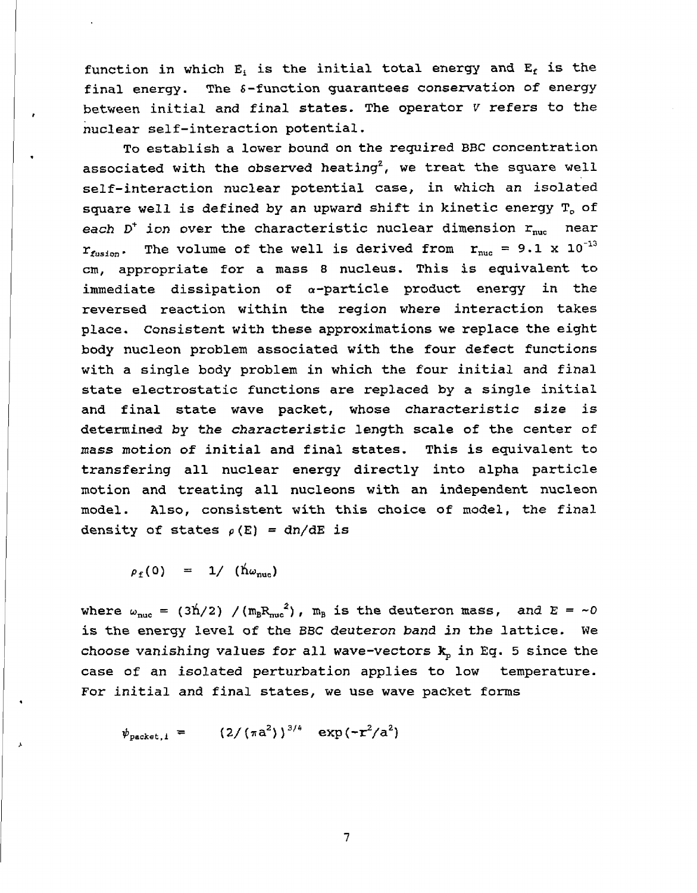function in which $E_i$ is the initial total energy and $E_f$ is the final energy. The $\delta$-function guarantees conservation of energy between initial and final states. The operator $V$ refers to the nuclear self-interaction potential.

To establish a lower bound on the required BBC concentration associated with the observed heating[2], we treat the square well self-interaction nuclear potential case, in which an isolated square well is defined by an upward shift in kinetic energy $T_o$ of *each* $D^+$ *ion* over the characteristic nuclear dimension $r_{nuc}$ near $r_{fusion}$. The volume of the well is derived from $r_{nuc} = 9.1 \times 10^{-13}$ cm, appropriate for a mass 8 nucleus. This is equivalent to immediate dissipation of $\alpha$-particle product energy in the reversed reaction within the region where interaction takes place. Consistent with these approximations we replace the eight body nucleon problem associated with the four defect functions with a single body problem in which the four initial and final state electrostatic functions are replaced by a single initial and final state wave packet, whose characteristic size is determined by the characteristic length scale of the center of mass motion of initial and final states. This is equivalent to transfering all nuclear energy directly into alpha particle motion and treating all nucleons with an independent nucleon model. Also, consistent with this choice of model, the final density of states $\rho(E) = dn/dE$ is

$$\rho_f(0) = 1/(\hbar\omega_{nuc})$$

where $\omega_{nuc} = (3\hbar/2)/(m_B R_{nuc}^2)$, $m_B$ is the deuteron mass, *and* $E = \sim 0$ is the energy level of the *BBC deuteron band in* the lattice. We choose vanishing values for all wave-vectors $\mathbf{k}_p$ in Eq. 5 since the case of an isolated perturbation applies to low temperature. For initial and final states, we use wave packet forms

$$\psi_{packet,i} = (2/(\pi a^2))^{3/4} \exp(-r^2/a^2)$$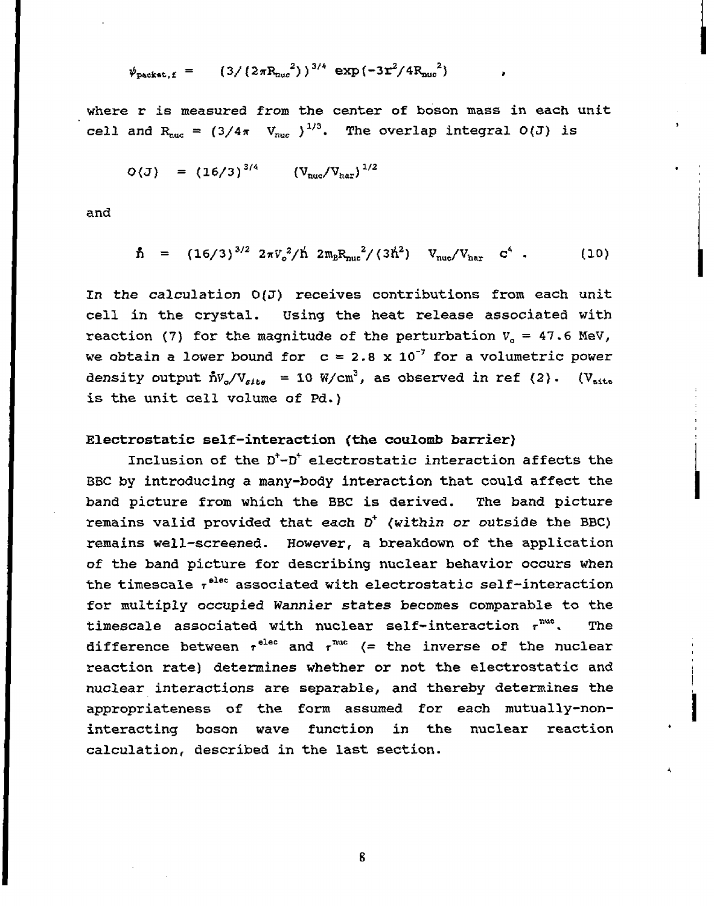$$\psi_{packet,f} = \quad (3/(2\pi R_{nuc}^2))^{3/4} \exp(-3r^2/4R_{nuc}^2) \quad ,$$

where r is measured from the center of boson mass in each unit cell and $R_{nuc} = (3/4\pi \quad V_{nuc})^{1/3}$. The overlap integral O(J) is

$$O(J) \quad = (16/3)^{3/4} \qquad (V_{nuc}/V_{har})^{1/2}$$

and

$$\mathring{n} \quad = \quad (16/3)^{3/2} \; 2\pi V_o^2/\hbar \; 2m_B R_{nuc}^2/(3\hbar^2) \quad V_{nuc}/V_{har} \quad c^4 \; . \qquad (10)$$

In the calculation O(J) receives contributions from each unit cell in the crystal. Using the heat release associated with reaction (7) for the magnitude of the perturbation $V_o$ = 47.6 MeV, we obtain a lower bound for c = 2.8 x $10^{-7}$ for a volumetric power density output $\mathring{n}V_o/V_{site}$ = 10 $W/cm^3$, as observed in ref (2). ($V_{site}$ is the unit cell volume of Pd.)

**Electrostatic self-interaction (the coulomb barrier)**

Inclusion of the $D^+$-$D^+$ electrostatic interaction affects the BBC by introducing a many-body interaction that could affect the band picture from which the BBC is derived. The band picture remains valid provided that *each* $D^+$ *(within or outside the BBC)* remains well-screened. However, a breakdown of the application of the band picture for describing nuclear behavior occurs when the timescale $\tau^{elec}$ associated with electrostatic self-interaction for multiply *occupied Wannier states* becomes comparable to the timescale associated with nuclear self-interaction $\tau^{nuc}$. The difference between $\tau^{elec}$ and $\tau^{nuc}$ (= the inverse of the nuclear reaction rate) determines whether or not the electrostatic and nuclear interactions are separable, and thereby determines the appropriateness of the form assumed for each mutually-non-interacting boson wave function in the nuclear reaction calculation, described in the last section.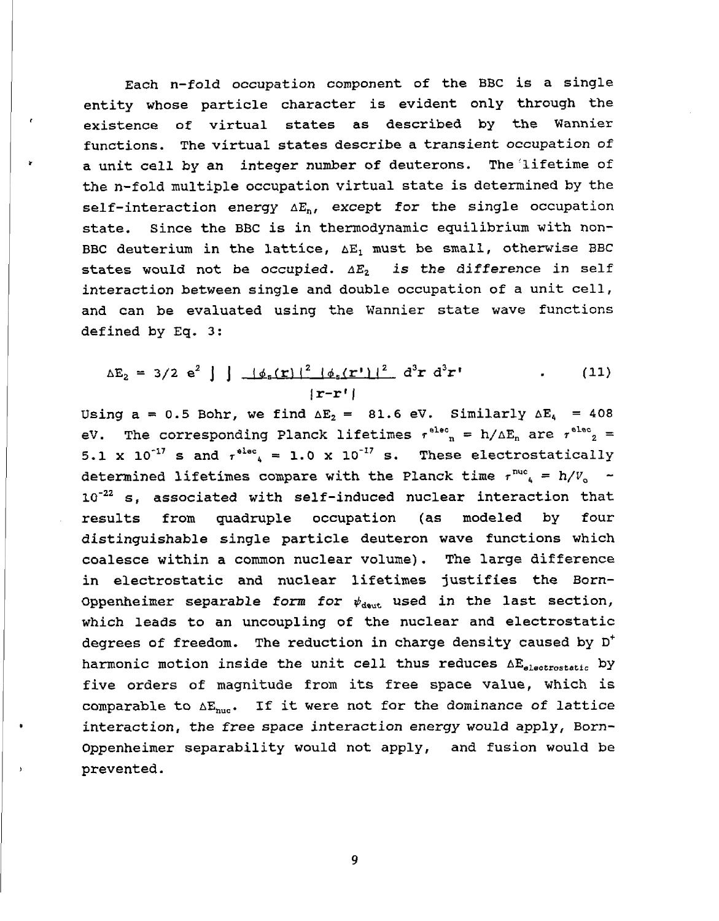Each n-fold occupation component of the BBC is a single entity whose particle character is evident only through the existence of virtual states as described by the Wannier functions. The virtual states describe a transient occupation of a unit cell by an *integer* number of deuterons. The lifetime of the n-fold multiple occupation virtual state is determined by the self-interaction energy $\Delta E_n$, except for the single occupation state. Since the BBC is in thermodynamic equilibrium with non-BBC deuterium in the lattice, $\Delta E_1$ must be small, otherwise BBC states would not be occupied. $\Delta E_2$ *is the difference* in self interaction between single and double occupation of a unit cell, and can be evaluated using the Wannier state wave functions defined by Eq. 3:

$$\Delta E_2 = 3/2\ e^2 \int\int \frac{|\phi_s(\mathbf{r})|^2\ |\phi_s(\mathbf{r}')|^2}{|\mathbf{r}-\mathbf{r}'|}\ d^3\mathbf{r}\ d^3\mathbf{r}' \qquad . \qquad (11)$$

Using a = 0.5 Bohr, we find $\Delta E_2$ = 81.6 eV. Similarly $\Delta E_4$ = 408 eV. The corresponding Planck lifetimes $\tau^{elec}_n = h/\Delta E_n$ are $\tau^{elec}_2$ = 5.1 x $10^{-17}$ s and $\tau^{elec}_4$ = 1.0 x $10^{-17}$ s. These electrostatically determined lifetimes compare with the Planck time $\tau^{nuc}_4 = h/V_o$ ~ $10^{-22}$ s, associated with self-induced nuclear interaction that results from quadruple occupation (as modeled by four *distinguishable* single particle deuteron wave functions which coalesce within a common nuclear volume). The large difference in electrostatic and nuclear lifetimes justifies the Born-Oppenheimer separable *form for* $\psi_{deut}$ used in the last section, which leads to an uncoupling of the nuclear and electrostatic degrees of freedom. The reduction in charge density caused by $D^+$ harmonic motion inside the unit cell thus reduces $\Delta E_{electrostatic}$ by five orders of magnitude from its free space value, which is comparable to $\Delta E_{nuc}$. If it were not for the *dominance* of lattice interaction, the *free* space interaction energy would apply, Born-Oppenheimer separability would not apply, and fusion would be prevented.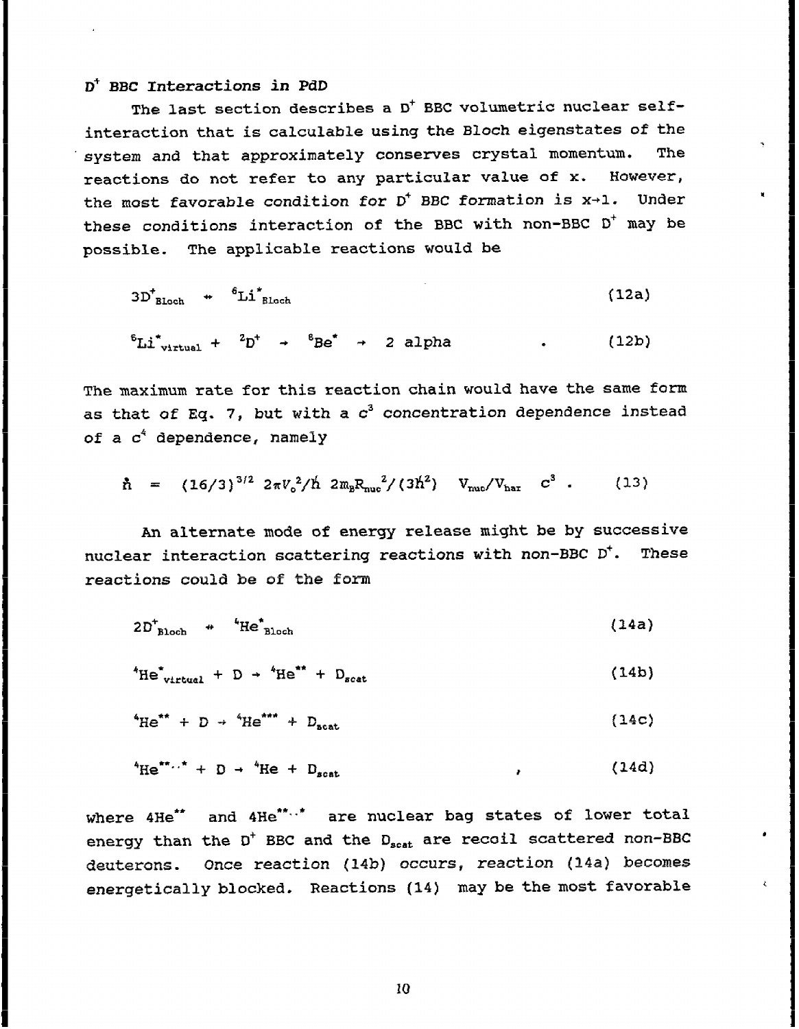### $D^+$ BBC Interactions in PdD

The last section describes a $D^+$ BBC volumetric nuclear self-interaction that is calculable using the Bloch eigenstates of the system and that approximately conserves crystal momentum. The reactions do not refer to any particular value of x. However, the most favorable condition for $D^+$ BBC formation is $x \rightarrow 1$. Under these conditions interaction of the BBC with non-BBC $D^+$ may be possible. The applicable reactions would be

$$3D^+_{Bloch} \leftrightarrow {}^6Li^*_{Bloch} \tag{12a}$$

$$^6Li^*_{virtual} + {}^2D^+ \rightarrow {}^8Be^* \rightarrow 2 \text{ alpha} \quad . \tag{12b}$$

The maximum rate for this reaction chain would have the same form as that of Eq. 7, but with a $c^3$ concentration dependence instead of a $c^4$ dependence, namely

$$\dot{n} = (16/3)^{3/2}\ 2\pi V_o^2/\hbar\ 2m_B R_{nuc}^2/(3\hbar^2)\ \ V_{nuc}/V_{har}\ \ c^3 \ . \tag{13}$$

An alternate mode of energy release might be by successive nuclear interaction scattering reactions with non-BBC $D^+$. These reactions could be of the form

$$2D^+_{Bloch} \leftrightarrow {}^4He^*_{Bloch} \tag{14a}$$

$$^4He^*_{virtual} + D \rightarrow {}^4He^{**} + D_{scat} \tag{14b}$$

$$^4He^{**} + D \rightarrow {}^4He^{***} + D_{scat} \tag{14c}$$

$$^4He^{**\cdots*} + D \rightarrow {}^4He + D_{scat} \quad , \tag{14d}$$

where $4He^{**}$ and $4He^{**\cdots*}$ are nuclear bag states of lower total energy than the $D^+$ BBC and the $D_{scat}$ are recoil scattered non-BBC deuterons. Once reaction (14b) occurs, reaction (14a) becomes energetically blocked. Reactions (14) may be the most favorable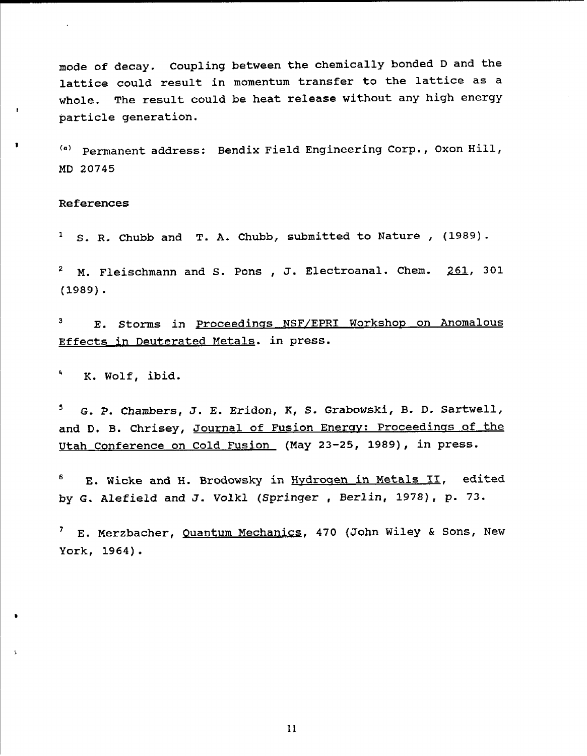mode of decay. Coupling between the chemically bonded D and the lattice could result in momentum transfer to the lattice as a whole. The result could be heat release without any high energy particle generation.

[a] Permanent address: Bendix Field Engineering Corp., Oxon Hill, MD 20745

## References

[1] S. R. Chubb and T. A. Chubb, submitted to Nature , (1989).

[2] M. Fleischmann and S. Pons , J. Electroanal. Chem. 261, 301 (1989).

[3] E. Storms in Proceedings NSF/EPRI Workshop on Anomalous Effects in Deuterated Metals. in press.

[4] K. Wolf, ibid.

[5] G. P. Chambers, J. E. Eridon, K, S. Grabowski, B. D. Sartwell, and D. B. Chrisey, Journal of Fusion Energy: Proceedings of the Utah Conference on Cold Fusion (May 23-25, 1989), in press.

[6] E. Wicke and H. Brodowsky in Hydrogen in Metals II, edited by G. Alefield and J. Volkl (Springer , Berlin, 1978), p. 73.

[7] E. Merzbacher, Quantum Mechanics, 470 (John Wiley & Sons, New York, 1964).